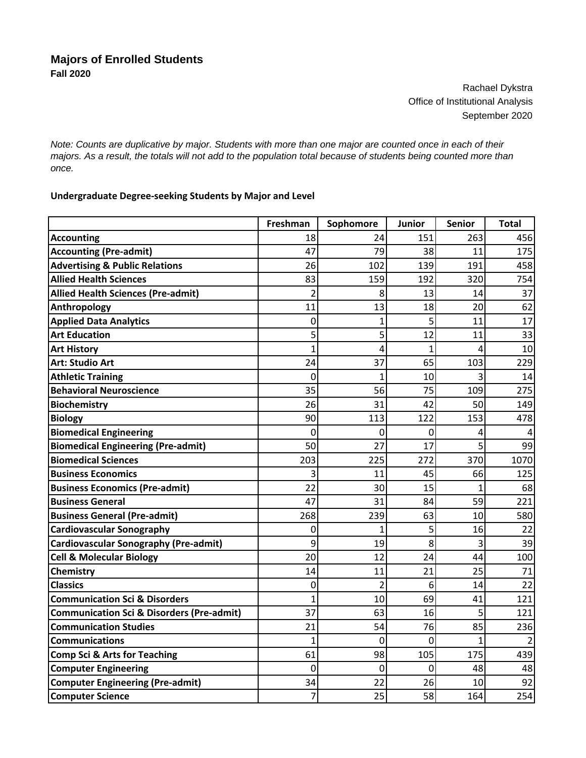# Majors of Enrolled Students
**Fall 2020**

Rachael Dykstra
Office of Institutional Analysis
September 2020

*Note: Counts are duplicative by major. Students with more than one major are counted once in each of their majors. As a result, the totals will not add to the population total because of students being counted more than once.*

**Undergraduate Degree-seeking Students by Major and Level**

| | Freshman | Sophomore | Junior | Senior | Total |
|---|---|---|---|---|---|
| **Accounting** | 18 | 24 | 151 | 263 | 456 |
| **Accounting (Pre-admit)** | 47 | 79 | 38 | 11 | 175 |
| **Advertising & Public Relations** | 26 | 102 | 139 | 191 | 458 |
| **Allied Health Sciences** | 83 | 159 | 192 | 320 | 754 |
| **Allied Health Sciences (Pre-admit)** | 2 | 8 | 13 | 14 | 37 |
| **Anthropology** | 11 | 13 | 18 | 20 | 62 |
| **Applied Data Analytics** | 0 | 1 | 5 | 11 | 17 |
| **Art Education** | 5 | 5 | 12 | 11 | 33 |
| **Art History** | 1 | 4 | 1 | 4 | 10 |
| **Art: Studio Art** | 24 | 37 | 65 | 103 | 229 |
| **Athletic Training** | 0 | 1 | 10 | 3 | 14 |
| **Behavioral Neuroscience** | 35 | 56 | 75 | 109 | 275 |
| **Biochemistry** | 26 | 31 | 42 | 50 | 149 |
| **Biology** | 90 | 113 | 122 | 153 | 478 |
| **Biomedical Engineering** | 0 | 0 | 0 | 4 | 4 |
| **Biomedical Engineering (Pre-admit)** | 50 | 27 | 17 | 5 | 99 |
| **Biomedical Sciences** | 203 | 225 | 272 | 370 | 1070 |
| **Business Economics** | 3 | 11 | 45 | 66 | 125 |
| **Business Economics (Pre-admit)** | 22 | 30 | 15 | 1 | 68 |
| **Business General** | 47 | 31 | 84 | 59 | 221 |
| **Business General (Pre-admit)** | 268 | 239 | 63 | 10 | 580 |
| **Cardiovascular Sonography** | 0 | 1 | 5 | 16 | 22 |
| **Cardiovascular Sonography (Pre-admit)** | 9 | 19 | 8 | 3 | 39 |
| **Cell & Molecular Biology** | 20 | 12 | 24 | 44 | 100 |
| **Chemistry** | 14 | 11 | 21 | 25 | 71 |
| **Classics** | 0 | 2 | 6 | 14 | 22 |
| **Communication Sci & Disorders** | 1 | 10 | 69 | 41 | 121 |
| **Communication Sci & Disorders (Pre-admit)** | 37 | 63 | 16 | 5 | 121 |
| **Communication Studies** | 21 | 54 | 76 | 85 | 236 |
| **Communications** | 1 | 0 | 0 | 1 | 2 |
| **Comp Sci & Arts for Teaching** | 61 | 98 | 105 | 175 | 439 |
| **Computer Engineering** | 0 | 0 | 0 | 48 | 48 |
| **Computer Engineering (Pre-admit)** | 34 | 22 | 26 | 10 | 92 |
| **Computer Science** | 7 | 25 | 58 | 164 | 254 |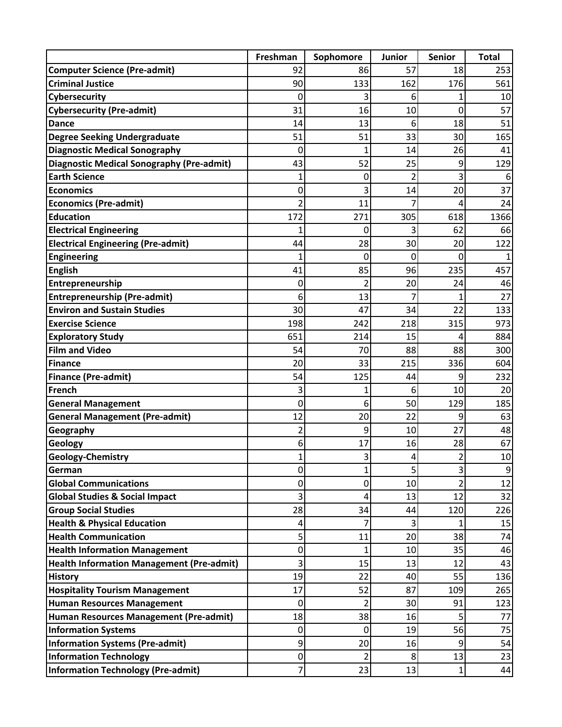| | Freshman | Sophomore | Junior | Senior | Total |
|---|---|---|---|---|---|
| **Computer Science (Pre-admit)** | 92 | 86 | 57 | 18 | 253 |
| **Criminal Justice** | 90 | 133 | 162 | 176 | 561 |
| **Cybersecurity** | 0 | 3 | 6 | 1 | 10 |
| **Cybersecurity (Pre-admit)** | 31 | 16 | 10 | 0 | 57 |
| **Dance** | 14 | 13 | 6 | 18 | 51 |
| **Degree Seeking Undergraduate** | 51 | 51 | 33 | 30 | 165 |
| **Diagnostic Medical Sonography** | 0 | 1 | 14 | 26 | 41 |
| **Diagnostic Medical Sonography (Pre-admit)** | 43 | 52 | 25 | 9 | 129 |
| **Earth Science** | 1 | 0 | 2 | 3 | 6 |
| **Economics** | 0 | 3 | 14 | 20 | 37 |
| **Economics (Pre-admit)** | 2 | 11 | 7 | 4 | 24 |
| **Education** | 172 | 271 | 305 | 618 | 1366 |
| **Electrical Engineering** | 1 | 0 | 3 | 62 | 66 |
| **Electrical Engineering (Pre-admit)** | 44 | 28 | 30 | 20 | 122 |
| **Engineering** | 1 | 0 | 0 | 0 | 1 |
| **English** | 41 | 85 | 96 | 235 | 457 |
| **Entrepreneurship** | 0 | 2 | 20 | 24 | 46 |
| **Entrepreneurship (Pre-admit)** | 6 | 13 | 7 | 1 | 27 |
| **Environ and Sustain Studies** | 30 | 47 | 34 | 22 | 133 |
| **Exercise Science** | 198 | 242 | 218 | 315 | 973 |
| **Exploratory Study** | 651 | 214 | 15 | 4 | 884 |
| **Film and Video** | 54 | 70 | 88 | 88 | 300 |
| **Finance** | 20 | 33 | 215 | 336 | 604 |
| **Finance (Pre-admit)** | 54 | 125 | 44 | 9 | 232 |
| **French** | 3 | 1 | 6 | 10 | 20 |
| **General Management** | 0 | 6 | 50 | 129 | 185 |
| **General Management (Pre-admit)** | 12 | 20 | 22 | 9 | 63 |
| **Geography** | 2 | 9 | 10 | 27 | 48 |
| **Geology** | 6 | 17 | 16 | 28 | 67 |
| **Geology-Chemistry** | 1 | 3 | 4 | 2 | 10 |
| **German** | 0 | 1 | 5 | 3 | 9 |
| **Global Communications** | 0 | 0 | 10 | 2 | 12 |
| **Global Studies & Social Impact** | 3 | 4 | 13 | 12 | 32 |
| **Group Social Studies** | 28 | 34 | 44 | 120 | 226 |
| **Health & Physical Education** | 4 | 7 | 3 | 1 | 15 |
| **Health Communication** | 5 | 11 | 20 | 38 | 74 |
| **Health Information Management** | 0 | 1 | 10 | 35 | 46 |
| **Health Information Management (Pre-admit)** | 3 | 15 | 13 | 12 | 43 |
| **History** | 19 | 22 | 40 | 55 | 136 |
| **Hospitality Tourism Management** | 17 | 52 | 87 | 109 | 265 |
| **Human Resources Management** | 0 | 2 | 30 | 91 | 123 |
| **Human Resources Management (Pre-admit)** | 18 | 38 | 16 | 5 | 77 |
| **Information Systems** | 0 | 0 | 19 | 56 | 75 |
| **Information Systems (Pre-admit)** | 9 | 20 | 16 | 9 | 54 |
| **Information Technology** | 0 | 2 | 8 | 13 | 23 |
| **Information Technology (Pre-admit)** | 7 | 23 | 13 | 1 | 44 |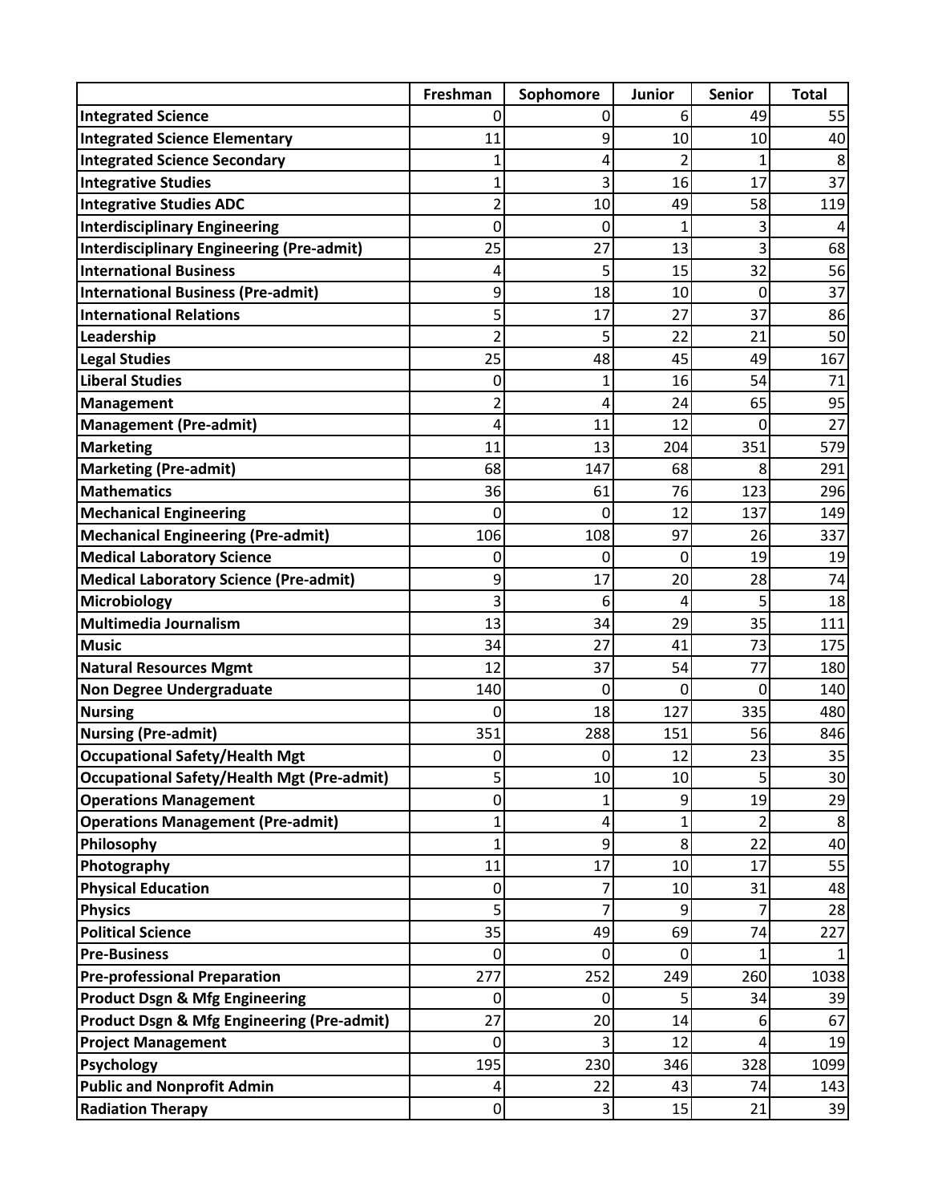| | Freshman | Sophomore | Junior | Senior | Total |
|---|---|---|---|---|---|
| **Integrated Science** | 0 | 0 | 6 | 49 | 55 |
| **Integrated Science Elementary** | 11 | 9 | 10 | 10 | 40 |
| **Integrated Science Secondary** | 1 | 4 | 2 | 1 | 8 |
| **Integrative Studies** | 1 | 3 | 16 | 17 | 37 |
| **Integrative Studies ADC** | 2 | 10 | 49 | 58 | 119 |
| **Interdisciplinary Engineering** | 0 | 0 | 1 | 3 | 4 |
| **Interdisciplinary Engineering (Pre-admit)** | 25 | 27 | 13 | 3 | 68 |
| **International Business** | 4 | 5 | 15 | 32 | 56 |
| **International Business (Pre-admit)** | 9 | 18 | 10 | 0 | 37 |
| **International Relations** | 5 | 17 | 27 | 37 | 86 |
| **Leadership** | 2 | 5 | 22 | 21 | 50 |
| **Legal Studies** | 25 | 48 | 45 | 49 | 167 |
| **Liberal Studies** | 0 | 1 | 16 | 54 | 71 |
| **Management** | 2 | 4 | 24 | 65 | 95 |
| **Management (Pre-admit)** | 4 | 11 | 12 | 0 | 27 |
| **Marketing** | 11 | 13 | 204 | 351 | 579 |
| **Marketing (Pre-admit)** | 68 | 147 | 68 | 8 | 291 |
| **Mathematics** | 36 | 61 | 76 | 123 | 296 |
| **Mechanical Engineering** | 0 | 0 | 12 | 137 | 149 |
| **Mechanical Engineering (Pre-admit)** | 106 | 108 | 97 | 26 | 337 |
| **Medical Laboratory Science** | 0 | 0 | 0 | 19 | 19 |
| **Medical Laboratory Science (Pre-admit)** | 9 | 17 | 20 | 28 | 74 |
| **Microbiology** | 3 | 6 | 4 | 5 | 18 |
| **Multimedia Journalism** | 13 | 34 | 29 | 35 | 111 |
| **Music** | 34 | 27 | 41 | 73 | 175 |
| **Natural Resources Mgmt** | 12 | 37 | 54 | 77 | 180 |
| **Non Degree Undergraduate** | 140 | 0 | 0 | 0 | 140 |
| **Nursing** | 0 | 18 | 127 | 335 | 480 |
| **Nursing (Pre-admit)** | 351 | 288 | 151 | 56 | 846 |
| **Occupational Safety/Health Mgt** | 0 | 0 | 12 | 23 | 35 |
| **Occupational Safety/Health Mgt (Pre-admit)** | 5 | 10 | 10 | 5 | 30 |
| **Operations Management** | 0 | 1 | 9 | 19 | 29 |
| **Operations Management (Pre-admit)** | 1 | 4 | 1 | 2 | 8 |
| **Philosophy** | 1 | 9 | 8 | 22 | 40 |
| **Photography** | 11 | 17 | 10 | 17 | 55 |
| **Physical Education** | 0 | 7 | 10 | 31 | 48 |
| **Physics** | 5 | 7 | 9 | 7 | 28 |
| **Political Science** | 35 | 49 | 69 | 74 | 227 |
| **Pre-Business** | 0 | 0 | 0 | 1 | 1 |
| **Pre-professional Preparation** | 277 | 252 | 249 | 260 | 1038 |
| **Product Dsgn & Mfg Engineering** | 0 | 0 | 5 | 34 | 39 |
| **Product Dsgn & Mfg Engineering (Pre-admit)** | 27 | 20 | 14 | 6 | 67 |
| **Project Management** | 0 | 3 | 12 | 4 | 19 |
| **Psychology** | 195 | 230 | 346 | 328 | 1099 |
| **Public and Nonprofit Admin** | 4 | 22 | 43 | 74 | 143 |
| **Radiation Therapy** | 0 | 3 | 15 | 21 | 39 |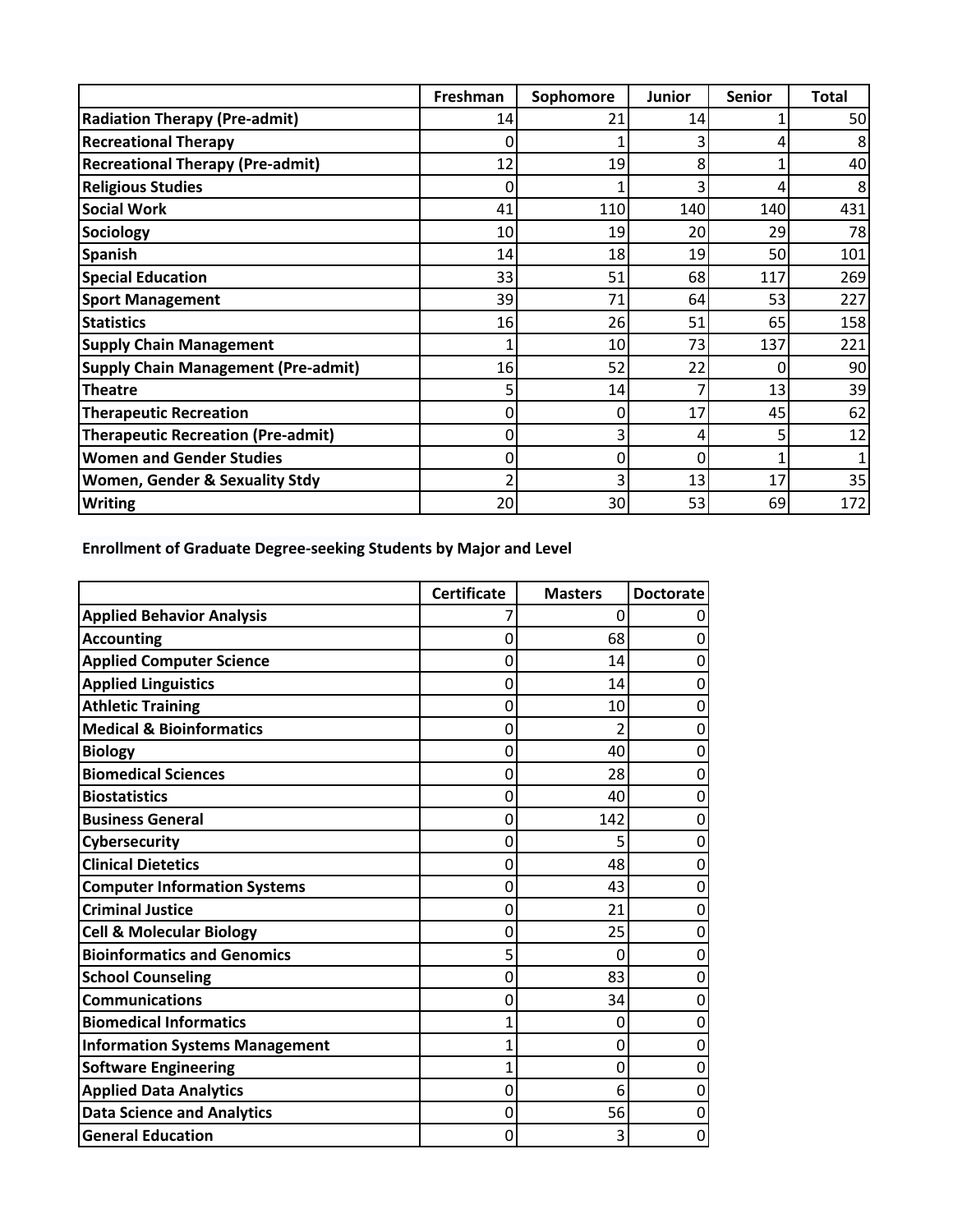| | Freshman | Sophomore | Junior | Senior | Total |
|---|---|---|---|---|---|
| **Radiation Therapy (Pre-admit)** | 14 | 21 | 14 | 1 | 50 |
| **Recreational Therapy** | 0 | 1 | 3 | 4 | 8 |
| **Recreational Therapy (Pre-admit)** | 12 | 19 | 8 | 1 | 40 |
| **Religious Studies** | 0 | 1 | 3 | 4 | 8 |
| **Social Work** | 41 | 110 | 140 | 140 | 431 |
| **Sociology** | 10 | 19 | 20 | 29 | 78 |
| **Spanish** | 14 | 18 | 19 | 50 | 101 |
| **Special Education** | 33 | 51 | 68 | 117 | 269 |
| **Sport Management** | 39 | 71 | 64 | 53 | 227 |
| **Statistics** | 16 | 26 | 51 | 65 | 158 |
| **Supply Chain Management** | 1 | 10 | 73 | 137 | 221 |
| **Supply Chain Management (Pre-admit)** | 16 | 52 | 22 | 0 | 90 |
| **Theatre** | 5 | 14 | 7 | 13 | 39 |
| **Therapeutic Recreation** | 0 | 0 | 17 | 45 | 62 |
| **Therapeutic Recreation (Pre-admit)** | 0 | 3 | 4 | 5 | 12 |
| **Women and Gender Studies** | 0 | 0 | 0 | 1 | 1 |
| **Women, Gender & Sexuality Stdy** | 2 | 3 | 13 | 17 | 35 |
| **Writing** | 20 | 30 | 53 | 69 | 172 |

**Enrollment of Graduate Degree-seeking Students by Major and Level**

| | Certificate | Masters | Doctorate |
|---|---|---|---|
| **Applied Behavior Analysis** | 7 | 0 | 0 |
| **Accounting** | 0 | 68 | 0 |
| **Applied Computer Science** | 0 | 14 | 0 |
| **Applied Linguistics** | 0 | 14 | 0 |
| **Athletic Training** | 0 | 10 | 0 |
| **Medical & Bioinformatics** | 0 | 2 | 0 |
| **Biology** | 0 | 40 | 0 |
| **Biomedical Sciences** | 0 | 28 | 0 |
| **Biostatistics** | 0 | 40 | 0 |
| **Business General** | 0 | 142 | 0 |
| **Cybersecurity** | 0 | 5 | 0 |
| **Clinical Dietetics** | 0 | 48 | 0 |
| **Computer Information Systems** | 0 | 43 | 0 |
| **Criminal Justice** | 0 | 21 | 0 |
| **Cell & Molecular Biology** | 0 | 25 | 0 |
| **Bioinformatics and Genomics** | 5 | 0 | 0 |
| **School Counseling** | 0 | 83 | 0 |
| **Communications** | 0 | 34 | 0 |
| **Biomedical Informatics** | 1 | 0 | 0 |
| **Information Systems Management** | 1 | 0 | 0 |
| **Software Engineering** | 1 | 0 | 0 |
| **Applied Data Analytics** | 0 | 6 | 0 |
| **Data Science and Analytics** | 0 | 56 | 0 |
| **General Education** | 0 | 3 | 0 |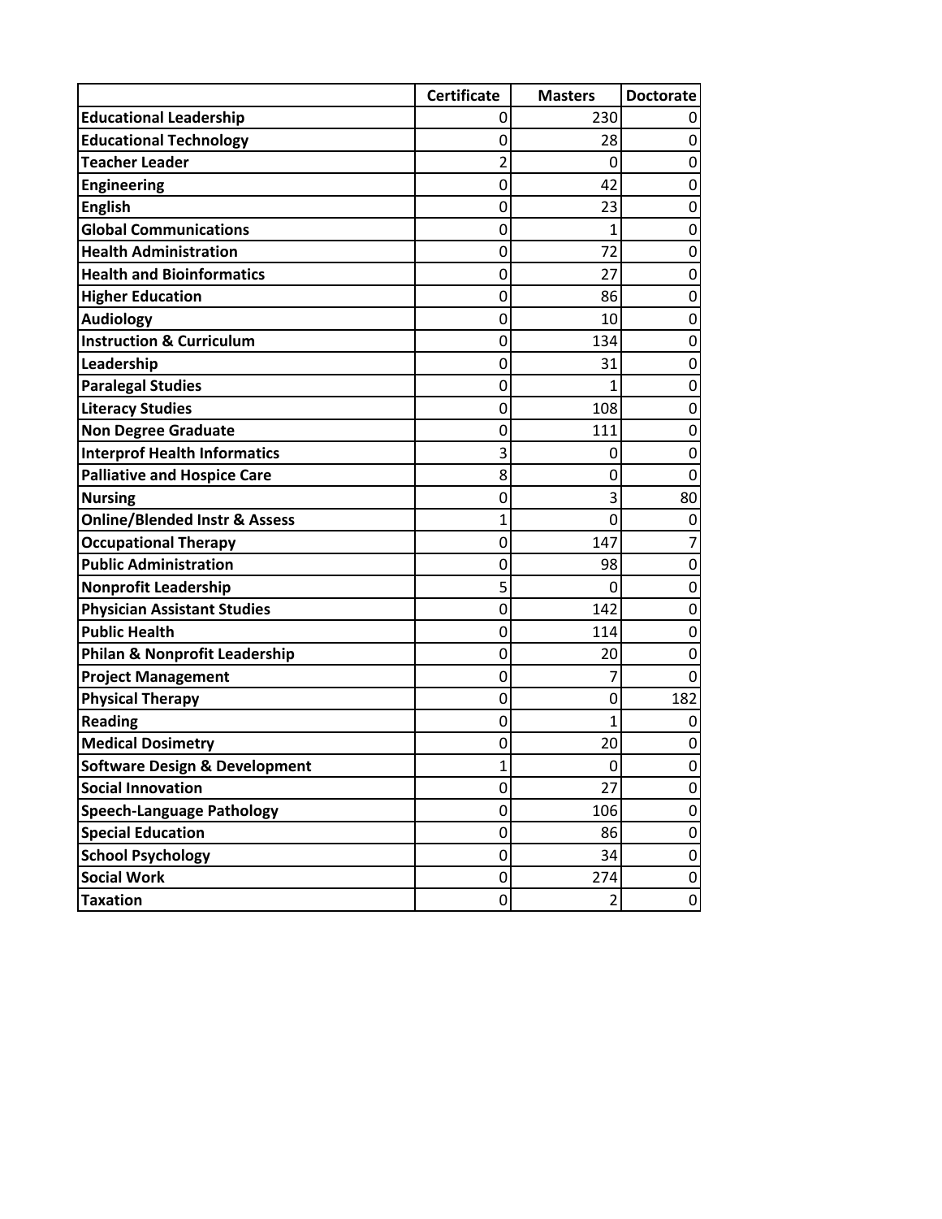| | Certificate | Masters | Doctorate |
|---|---|---|---|
| **Educational Leadership** | 0 | 230 | 0 |
| **Educational Technology** | 0 | 28 | 0 |
| **Teacher Leader** | 2 | 0 | 0 |
| **Engineering** | 0 | 42 | 0 |
| **English** | 0 | 23 | 0 |
| **Global Communications** | 0 | 1 | 0 |
| **Health Administration** | 0 | 72 | 0 |
| **Health and Bioinformatics** | 0 | 27 | 0 |
| **Higher Education** | 0 | 86 | 0 |
| **Audiology** | 0 | 10 | 0 |
| **Instruction & Curriculum** | 0 | 134 | 0 |
| **Leadership** | 0 | 31 | 0 |
| **Paralegal Studies** | 0 | 1 | 0 |
| **Literacy Studies** | 0 | 108 | 0 |
| **Non Degree Graduate** | 0 | 111 | 0 |
| **Interprof Health Informatics** | 3 | 0 | 0 |
| **Palliative and Hospice Care** | 8 | 0 | 0 |
| **Nursing** | 0 | 3 | 80 |
| **Online/Blended Instr & Assess** | 1 | 0 | 0 |
| **Occupational Therapy** | 0 | 147 | 7 |
| **Public Administration** | 0 | 98 | 0 |
| **Nonprofit Leadership** | 5 | 0 | 0 |
| **Physician Assistant Studies** | 0 | 142 | 0 |
| **Public Health** | 0 | 114 | 0 |
| **Philan & Nonprofit Leadership** | 0 | 20 | 0 |
| **Project Management** | 0 | 7 | 0 |
| **Physical Therapy** | 0 | 0 | 182 |
| **Reading** | 0 | 1 | 0 |
| **Medical Dosimetry** | 0 | 20 | 0 |
| **Software Design & Development** | 1 | 0 | 0 |
| **Social Innovation** | 0 | 27 | 0 |
| **Speech-Language Pathology** | 0 | 106 | 0 |
| **Special Education** | 0 | 86 | 0 |
| **School Psychology** | 0 | 34 | 0 |
| **Social Work** | 0 | 274 | 0 |
| **Taxation** | 0 | 2 | 0 |